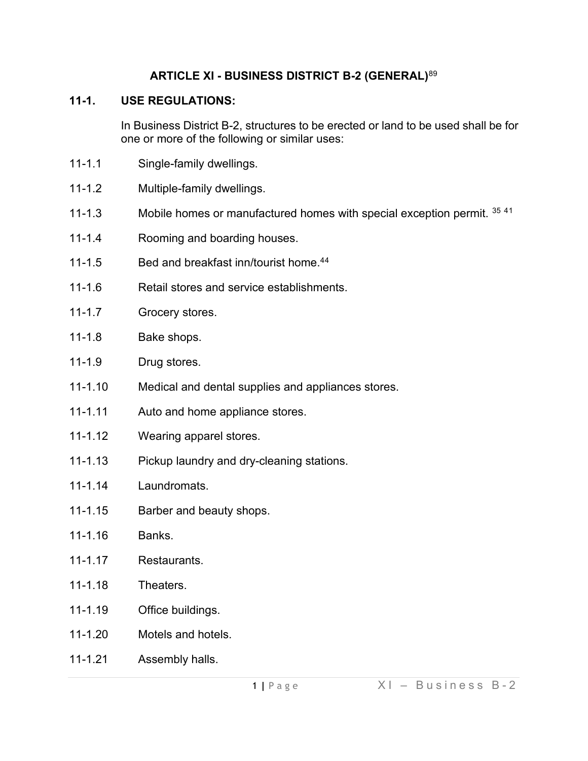# ARTICLE XI - BUSINESS DISTRICT B-2 (GENERAL)[89]

## 11-1. USE REGULATIONS:

In Business District B-2, structures to be erected or land to be used shall be for one or more of the following or similar uses:

11-1.1 Single-family dwellings.

11-1.2 Multiple-family dwellings.

11-1.3 Mobile homes or manufactured homes with special exception permit. [35] [41]

11-1.4 Rooming and boarding houses.

11-1.5 Bed and breakfast inn/tourist home.[44]

11-1.6 Retail stores and service establishments.

11-1.7 Grocery stores.

11-1.8 Bake shops.

11-1.9 Drug stores.

11-1.10 Medical and dental supplies and appliances stores.

11-1.11 Auto and home appliance stores.

11-1.12 Wearing apparel stores.

11-1.13 Pickup laundry and dry-cleaning stations.

11-1.14 Laundromats.

11-1.15 Barber and beauty shops.

11-1.16 Banks.

11-1.17 Restaurants.

11-1.18 Theaters.

11-1.19 Office buildings.

11-1.20 Motels and hotels.

11-1.21 Assembly halls.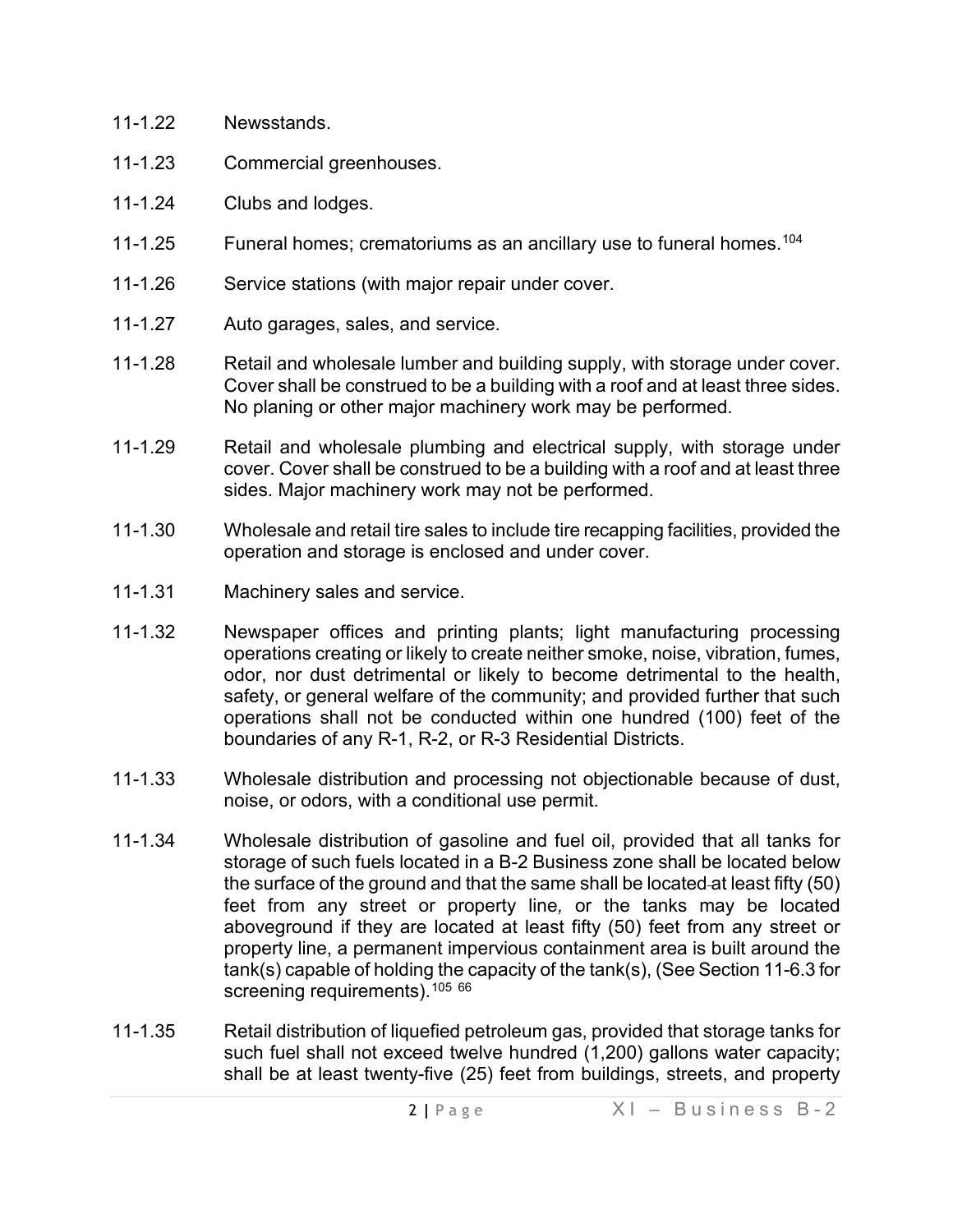11-1.22 Newsstands.

11-1.23 Commercial greenhouses.

11-1.24 Clubs and lodges.

11-1.25 Funeral homes; crematoriums as an ancillary use to funeral homes.[104]

11-1.26 Service stations (with major repair under cover.

11-1.27 Auto garages, sales, and service.

11-1.28 Retail and wholesale lumber and building supply, with storage under cover. Cover shall be construed to be a building with a roof and at least three sides. No planing or other major machinery work may be performed.

11-1.29 Retail and wholesale plumbing and electrical supply, with storage under cover. Cover shall be construed to be a building with a roof and at least three sides. Major machinery work may not be performed.

11-1.30 Wholesale and retail tire sales to include tire recapping facilities, provided the operation and storage is enclosed and under cover.

11-1.31 Machinery sales and service.

11-1.32 Newspaper offices and printing plants; light manufacturing processing operations creating or likely to create neither smoke, noise, vibration, fumes, odor, nor dust detrimental or likely to become detrimental to the health, safety, or general welfare of the community; and provided further that such operations shall not be conducted within one hundred (100) feet of the boundaries of any R-1, R-2, or R-3 Residential Districts.

11-1.33 Wholesale distribution and processing not objectionable because of dust, noise, or odors, with a conditional use permit.

11-1.34 Wholesale distribution of gasoline and fuel oil, provided that all tanks for storage of such fuels located in a B-2 Business zone shall be located below the surface of the ground and that the same shall be located at least fifty (50) feet from any street or property line, or the tanks may be located aboveground if they are located at least fifty (50) feet from any street or property line, a permanent impervious containment area is built around the tank(s) capable of holding the capacity of the tank(s), (See Section 11-6.3 for screening requirements).[105] [66]

11-1.35 Retail distribution of liquefied petroleum gas, provided that storage tanks for such fuel shall not exceed twelve hundred (1,200) gallons water capacity; shall be at least twenty-five (25) feet from buildings, streets, and property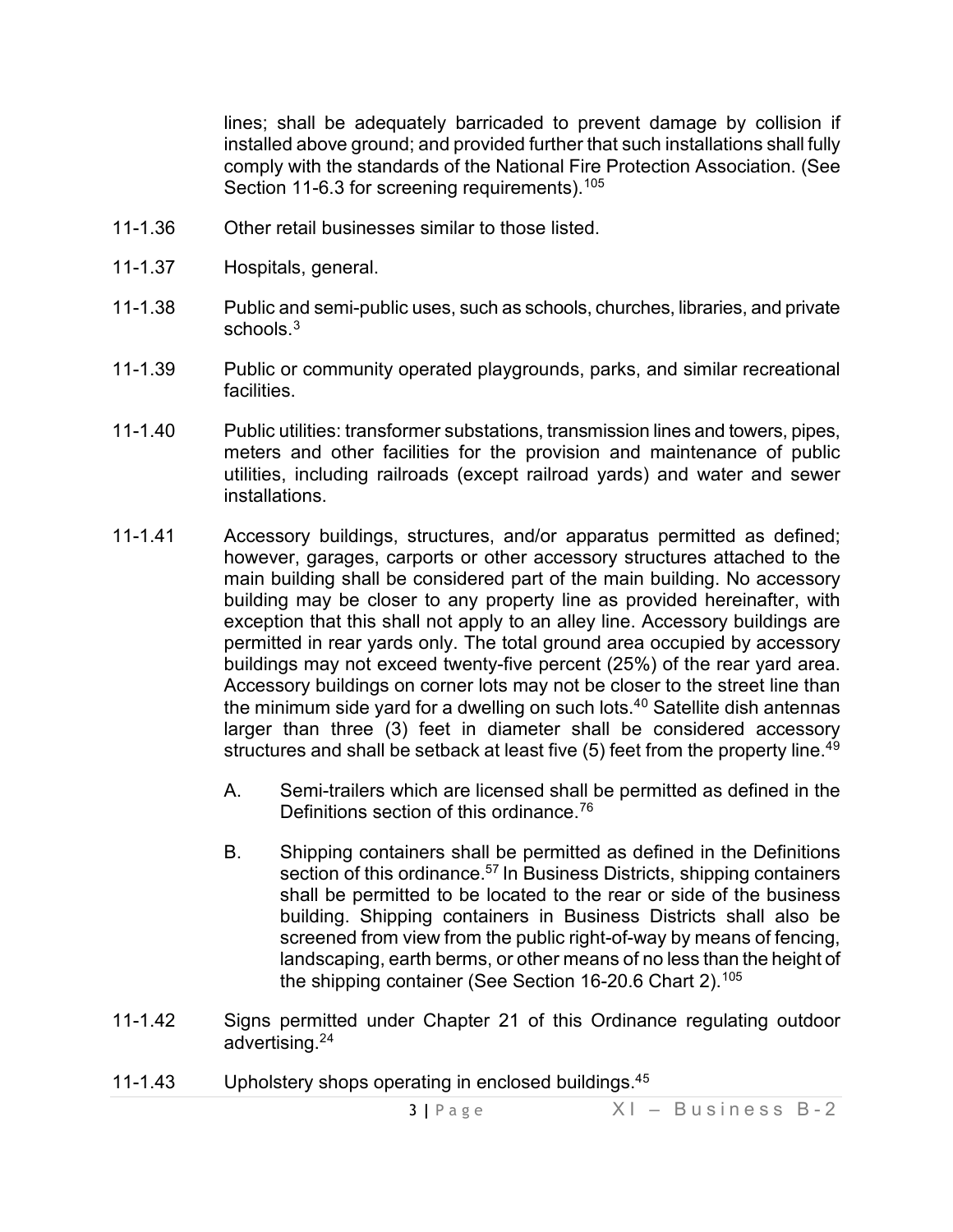lines; shall be adequately barricaded to prevent damage by collision if installed above ground; and provided further that such installations shall fully comply with the standards of the National Fire Protection Association. (See Section 11-6.3 for screening requirements).[105]

11-1.36 Other retail businesses similar to those listed.

11-1.37 Hospitals, general.

11-1.38 Public and semi-public uses, such as schools, churches, libraries, and private schools.[3]

11-1.39 Public or community operated playgrounds, parks, and similar recreational facilities.

11-1.40 Public utilities: transformer substations, transmission lines and towers, pipes, meters and other facilities for the provision and maintenance of public utilities, including railroads (except railroad yards) and water and sewer installations.

11-1.41 Accessory buildings, structures, and/or apparatus permitted as defined; however, garages, carports or other accessory structures attached to the main building shall be considered part of the main building. No accessory building may be closer to any property line as provided hereinafter, with exception that this shall not apply to an alley line. Accessory buildings are permitted in rear yards only. The total ground area occupied by accessory buildings may not exceed twenty-five percent (25%) of the rear yard area. Accessory buildings on corner lots may not be closer to the street line than the minimum side yard for a dwelling on such lots.[40] Satellite dish antennas larger than three (3) feet in diameter shall be considered accessory structures and shall be setback at least five (5) feet from the property line.[49]

A. Semi-trailers which are licensed shall be permitted as defined in the Definitions section of this ordinance.[76]

B. Shipping containers shall be permitted as defined in the Definitions section of this ordinance.[57] In Business Districts, shipping containers shall be permitted to be located to the rear or side of the business building. Shipping containers in Business Districts shall also be screened from view from the public right-of-way by means of fencing, landscaping, earth berms, or other means of no less than the height of the shipping container (See Section 16-20.6 Chart 2).[105]

11-1.42 Signs permitted under Chapter 21 of this Ordinance regulating outdoor advertising.[24]

11-1.43 Upholstery shops operating in enclosed buildings.[45]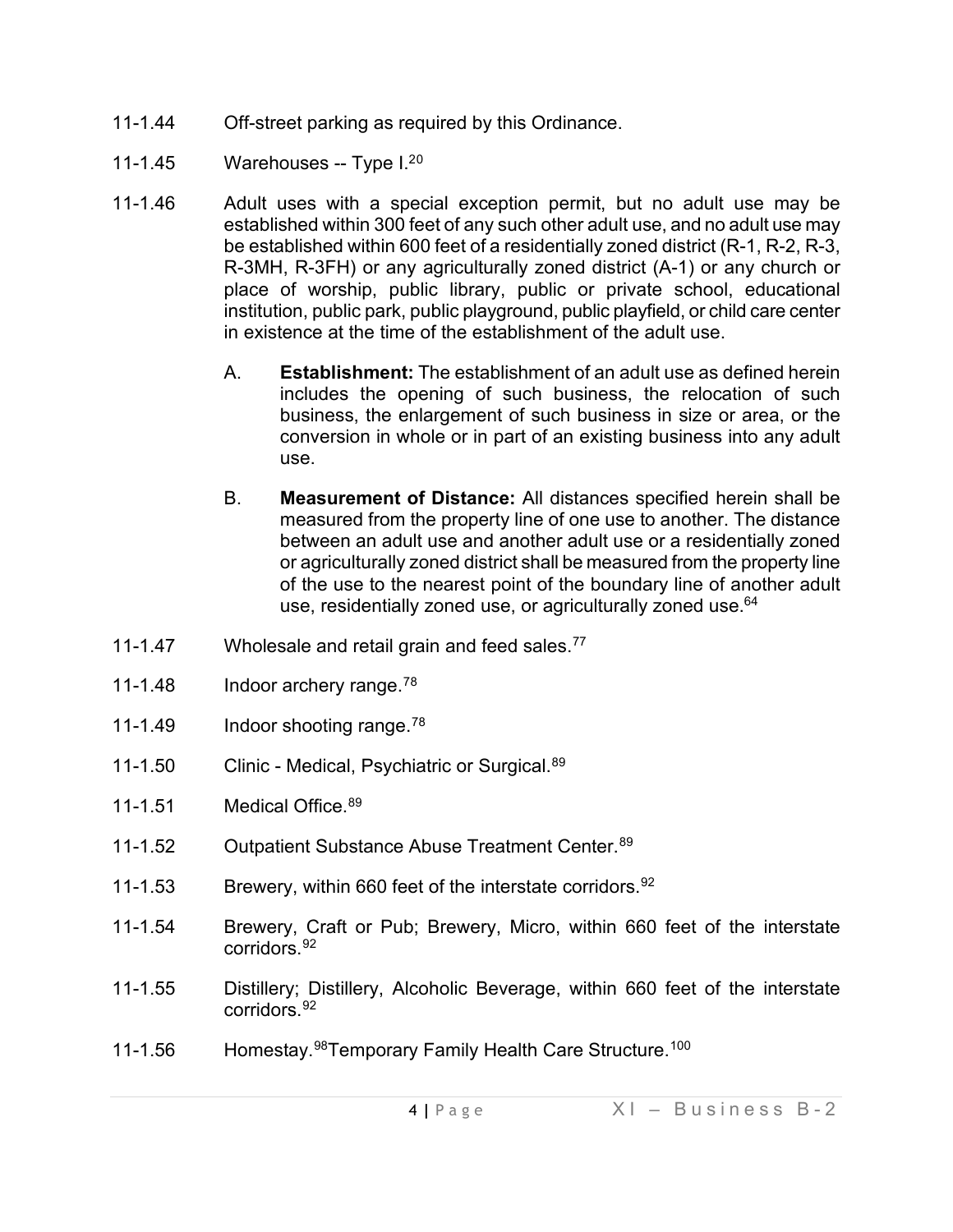11-1.44 Off-street parking as required by this Ordinance.

11-1.45 Warehouses -- Type I.[20]

11-1.46 Adult uses with a special exception permit, but no adult use may be established within 300 feet of any such other adult use, and no adult use may be established within 600 feet of a residentially zoned district (R-1, R-2, R-3, R-3MH, R-3FH) or any agriculturally zoned district (A-1) or any church or place of worship, public library, public or private school, educational institution, public park, public playground, public playfield, or child care center in existence at the time of the establishment of the adult use.

   A. **Establishment:** The establishment of an adult use as defined herein includes the opening of such business, the relocation of such business, the enlargement of such business in size or area, or the conversion in whole or in part of an existing business into any adult use.

   B. **Measurement of Distance:** All distances specified herein shall be measured from the property line of one use to another. The distance between an adult use and another adult use or a residentially zoned or agriculturally zoned district shall be measured from the property line of the use to the nearest point of the boundary line of another adult use, residentially zoned use, or agriculturally zoned use.[64]

11-1.47 Wholesale and retail grain and feed sales.[77]

11-1.48 Indoor archery range.[78]

11-1.49 Indoor shooting range.[78]

11-1.50 Clinic - Medical, Psychiatric or Surgical.[89]

11-1.51 Medical Office.[89]

11-1.52 Outpatient Substance Abuse Treatment Center.[89]

11-1.53 Brewery, within 660 feet of the interstate corridors.[92]

11-1.54 Brewery, Craft or Pub; Brewery, Micro, within 660 feet of the interstate corridors.[92]

11-1.55 Distillery; Distillery, Alcoholic Beverage, within 660 feet of the interstate corridors.[92]

11-1.56 Homestay.[98]Temporary Family Health Care Structure.[100]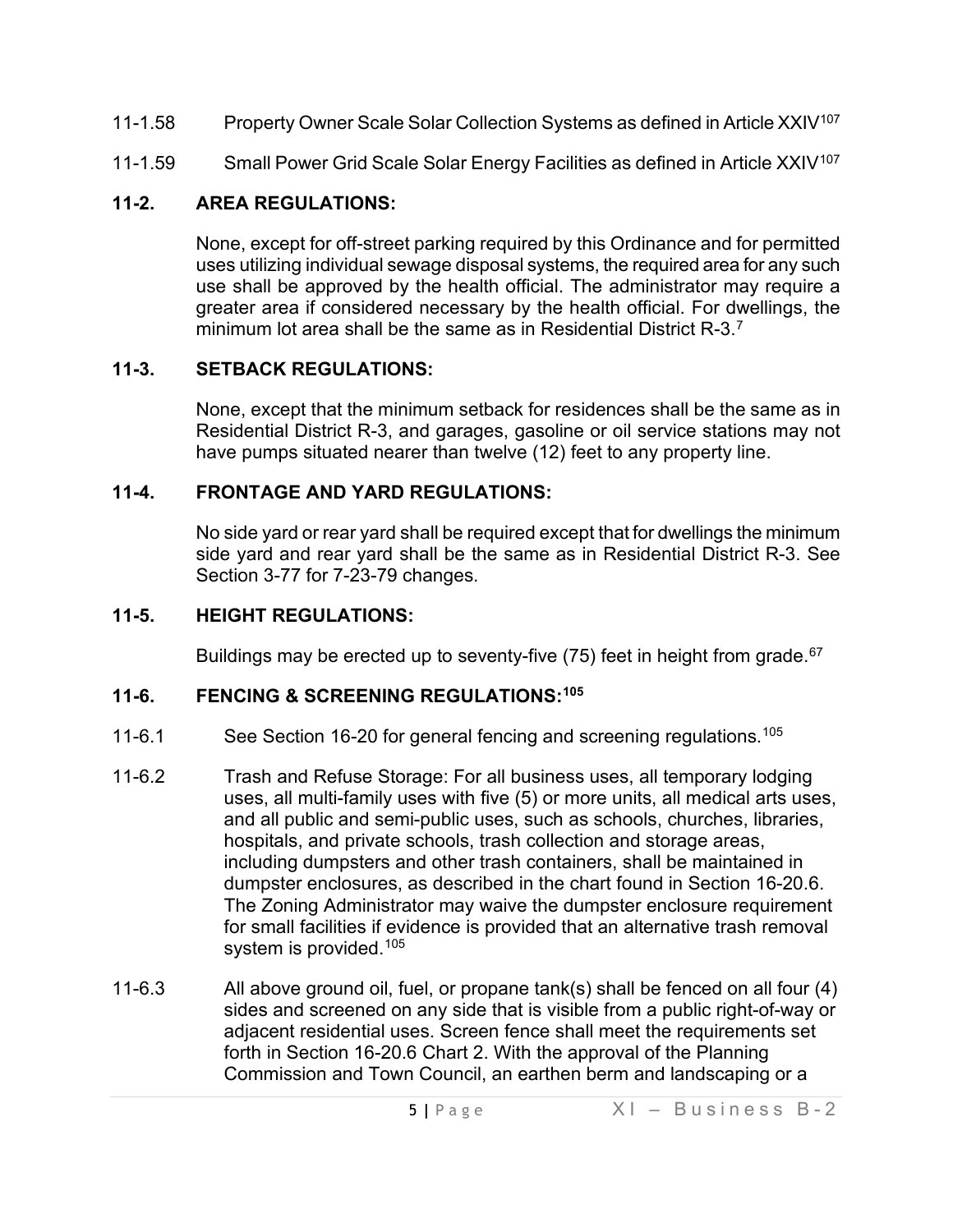11-1.58 Property Owner Scale Solar Collection Systems as defined in Article XXIV[107]

11-1.59 Small Power Grid Scale Solar Energy Facilities as defined in Article XXIV[107]

## 11-2. AREA REGULATIONS:

None, except for off-street parking required by this Ordinance and for permitted uses utilizing individual sewage disposal systems, the required area for any such use shall be approved by the health official. The administrator may require a greater area if considered necessary by the health official. For dwellings, the minimum lot area shall be the same as in Residential District R-3.[7]

## 11-3. SETBACK REGULATIONS:

None, except that the minimum setback for residences shall be the same as in Residential District R-3, and garages, gasoline or oil service stations may not have pumps situated nearer than twelve (12) feet to any property line.

## 11-4. FRONTAGE AND YARD REGULATIONS:

No side yard or rear yard shall be required except that for dwellings the minimum side yard and rear yard shall be the same as in Residential District R-3. See Section 3-77 for 7-23-79 changes.

## 11-5. HEIGHT REGULATIONS:

Buildings may be erected up to seventy-five (75) feet in height from grade.[67]

## 11-6. FENCING & SCREENING REGULATIONS:[105]

11-6.1 See Section 16-20 for general fencing and screening regulations.[105]

11-6.2 Trash and Refuse Storage: For all business uses, all temporary lodging uses, all multi-family uses with five (5) or more units, all medical arts uses, and all public and semi-public uses, such as schools, churches, libraries, hospitals, and private schools, trash collection and storage areas, including dumpsters and other trash containers, shall be maintained in dumpster enclosures, as described in the chart found in Section 16-20.6. The Zoning Administrator may waive the dumpster enclosure requirement for small facilities if evidence is provided that an alternative trash removal system is provided.[105]

11-6.3 All above ground oil, fuel, or propane tank(s) shall be fenced on all four (4) sides and screened on any side that is visible from a public right-of-way or adjacent residential uses. Screen fence shall meet the requirements set forth in Section 16-20.6 Chart 2. With the approval of the Planning Commission and Town Council, an earthen berm and landscaping or a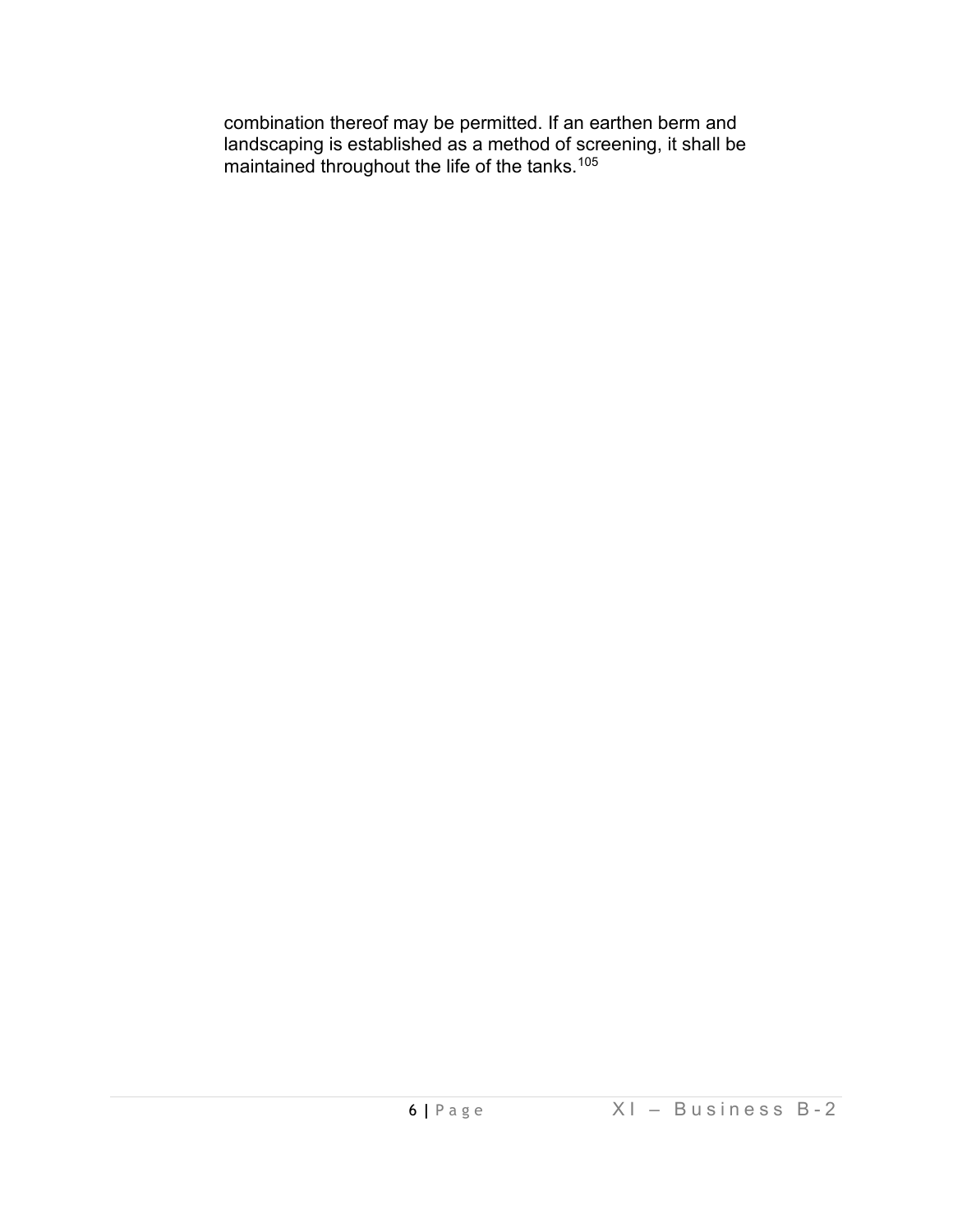combination thereof may be permitted. If an earthen berm and landscaping is established as a method of screening, it shall be maintained throughout the life of the tanks.[105]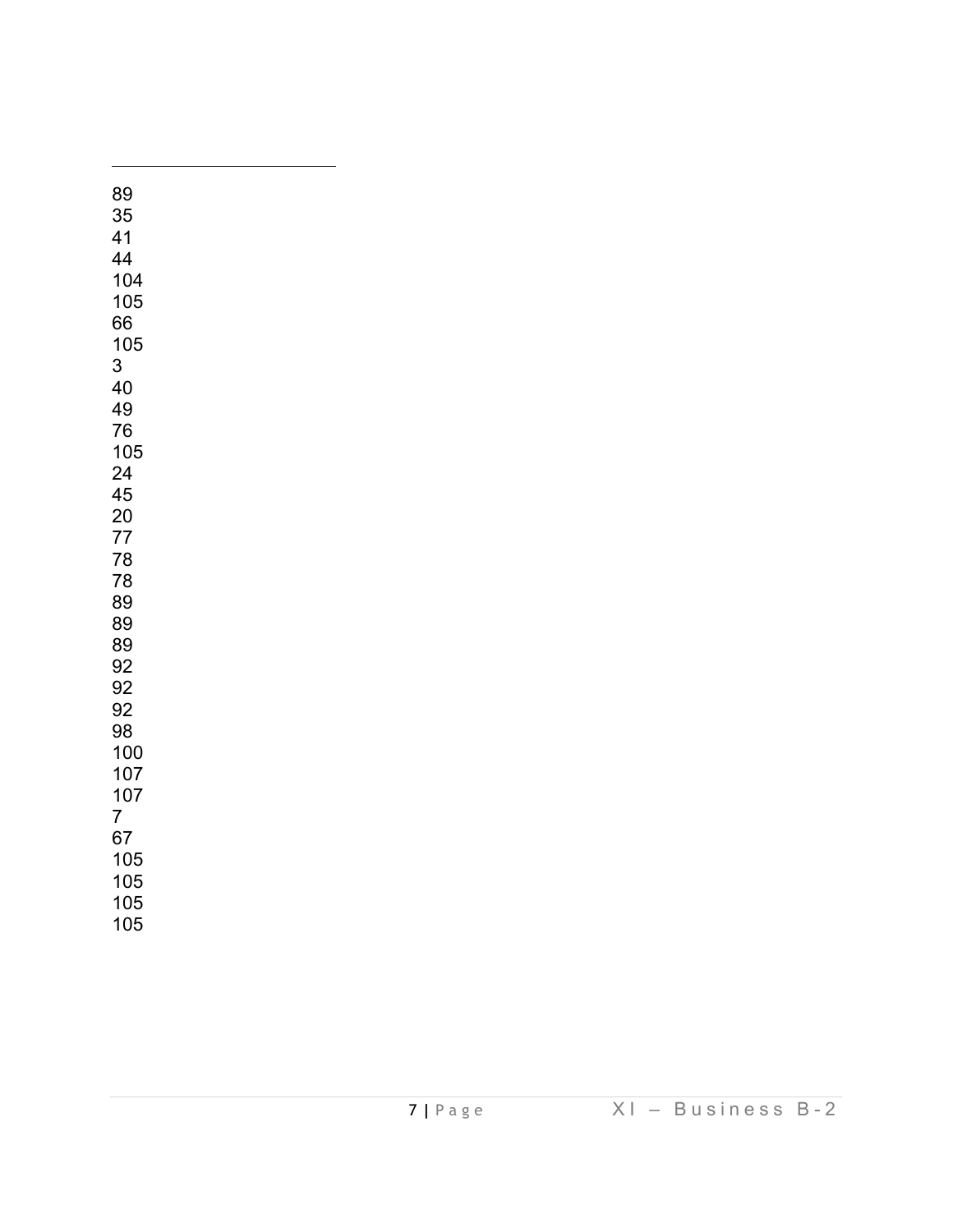89
35
41
44
104
105
66
105
3
40
49
76
105
24
45
20
77
78
78
89
89
89
92
92
92
98
100
107
107
7
67
105
105
105
105